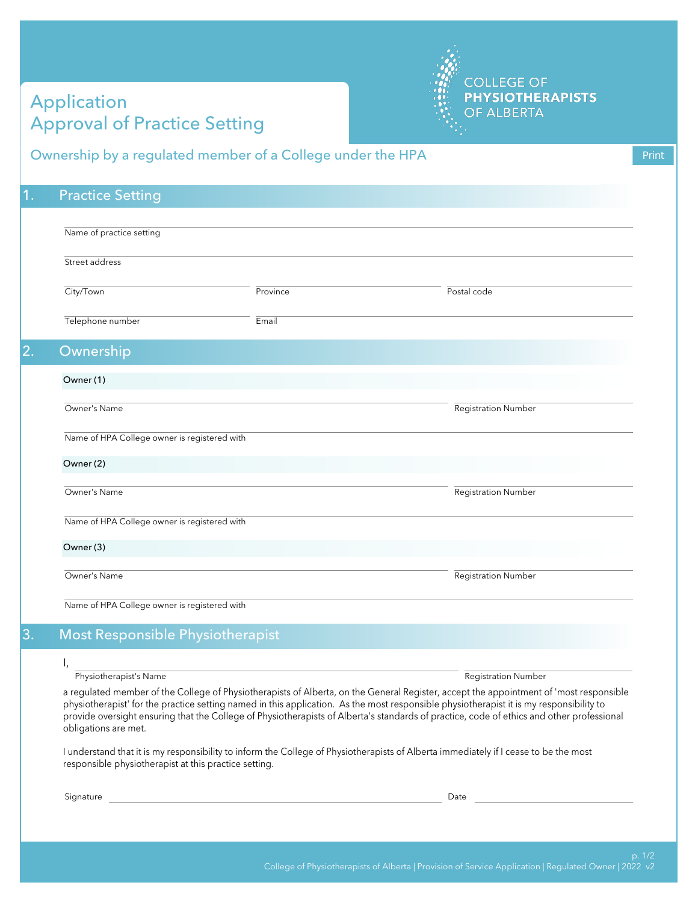# Application
# Approval of Practice Setting

COLLEGE OF PHYSIOTHERAPISTS OF ALBERTA

## Ownership by a regulated member of a College under the HPA

Print

## 1. Practice Setting

Name of practice setting

Street address

City/Town | Province | Postal code

Telephone number | Email

## 2. Ownership

**Owner (1)**

Owner's Name | Registration Number

Name of HPA College owner is registered with

**Owner (2)**

Owner's Name | Registration Number

Name of HPA College owner is registered with

**Owner (3)**

Owner's Name | Registration Number

Name of HPA College owner is registered with

## 3. Most Responsible Physiotherapist

I, ______________________________ ______________________

Physiotherapist's Name | Registration Number

a regulated member of the College of Physiotherapists of Alberta, on the General Register, accept the appointment of 'most responsible physiotherapist' for the practice setting named in this application. As the most responsible physiotherapist it is my responsibility to provide oversight ensuring that the College of Physiotherapists of Alberta's standards of practice, code of ethics and other professional obligations are met.

I understand that it is my responsibility to inform the College of Physiotherapists of Alberta immediately if I cease to be the most responsible physiotherapist at this practice setting.

Signature ______________________________ Date ______________________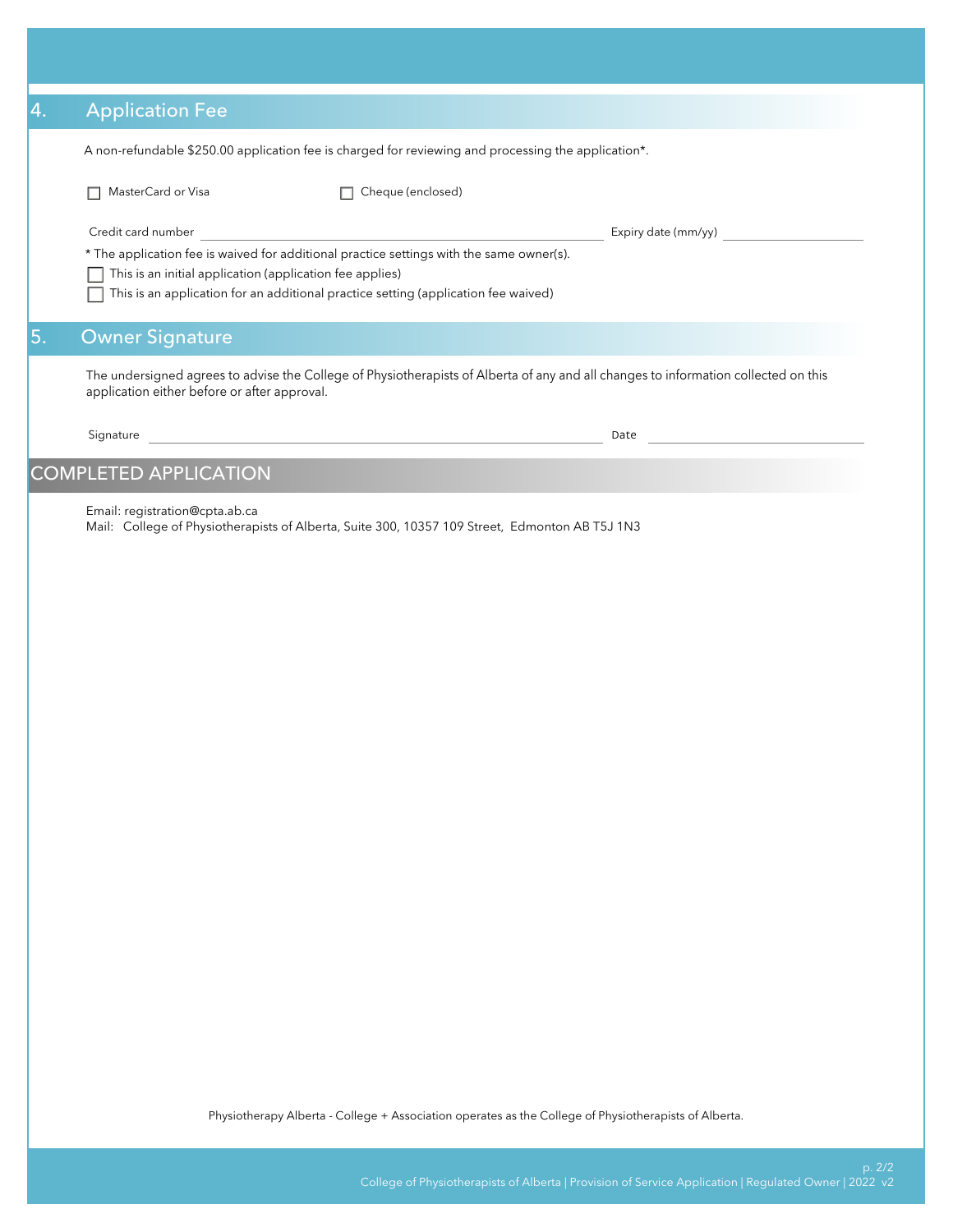## 4. Application Fee

A non-refundable $250.00 application fee is charged for reviewing and processing the application*.

☐ MasterCard or Visa　　☐ Cheque (enclosed)

Credit card number ______________________ Expiry date (mm/yy) ______________

* The application fee is waived for additional practice settings with the same owner(s).

☐ This is an initial application (application fee applies)

☐ This is an application for an additional practice setting (application fee waived)

## 5. Owner Signature

The undersigned agrees to advise the College of Physiotherapists of Alberta of any and all changes to information collected on this application either before or after approval.

Signature ______________________ Date ______________

## COMPLETED APPLICATION

Email: registration@cpta.ab.ca
Mail: College of Physiotherapists of Alberta, Suite 300, 10357 109 Street, Edmonton AB T5J 1N3

Physiotherapy Alberta - College + Association operates as the College of Physiotherapists of Alberta.